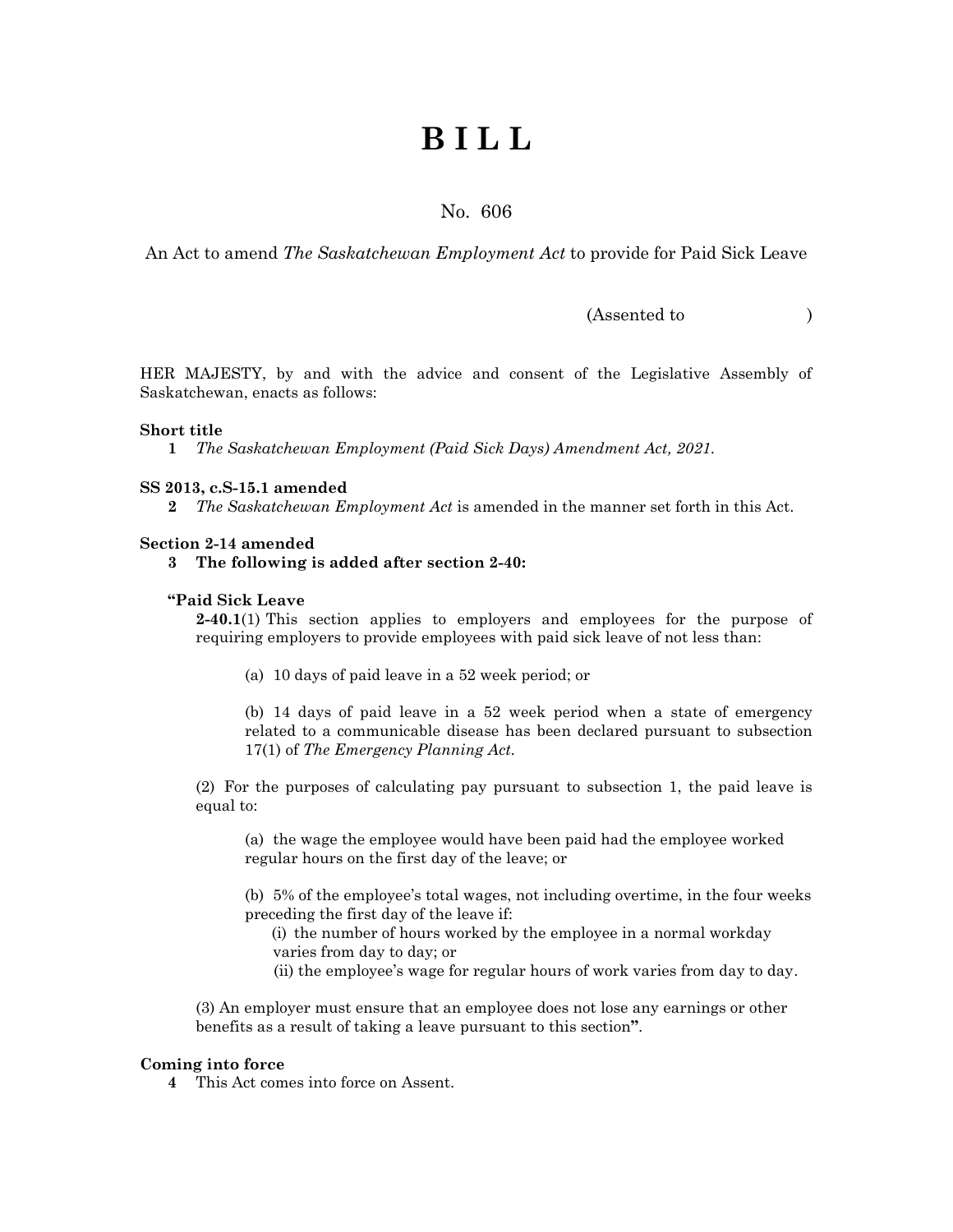# B I L L

No. 606

An Act to amend *The Saskatchewan Employment Act* to provide for Paid Sick Leave

(Assented to )

HER MAJESTY, by and with the advice and consent of the Legislative Assembly of Saskatchewan, enacts as follows:

**Short title**

**1** *The Saskatchewan Employment (Paid Sick Days) Amendment Act, 2021.*

**SS 2013, c.S-15.1 amended**

**2** *The Saskatchewan Employment Act* is amended in the manner set forth in this Act.

**Section 2-14 amended**

**3 The following is added after section 2-40:**

**"Paid Sick Leave**

**2-40.1**(1) This section applies to employers and employees for the purpose of requiring employers to provide employees with paid sick leave of not less than:

(a) 10 days of paid leave in a 52 week period; or

(b) 14 days of paid leave in a 52 week period when a state of emergency related to a communicable disease has been declared pursuant to subsection 17(1) of *The Emergency Planning Act.*

(2) For the purposes of calculating pay pursuant to subsection 1, the paid leave is equal to:

(a) the wage the employee would have been paid had the employee worked regular hours on the first day of the leave; or

(b) 5% of the employee's total wages, not including overtime, in the four weeks preceding the first day of the leave if:

(i) the number of hours worked by the employee in a normal workday varies from day to day; or

(ii) the employee's wage for regular hours of work varies from day to day.

(3) An employer must ensure that an employee does not lose any earnings or other benefits as a result of taking a leave pursuant to this section**"**.

**Coming into force**

**4** This Act comes into force on Assent.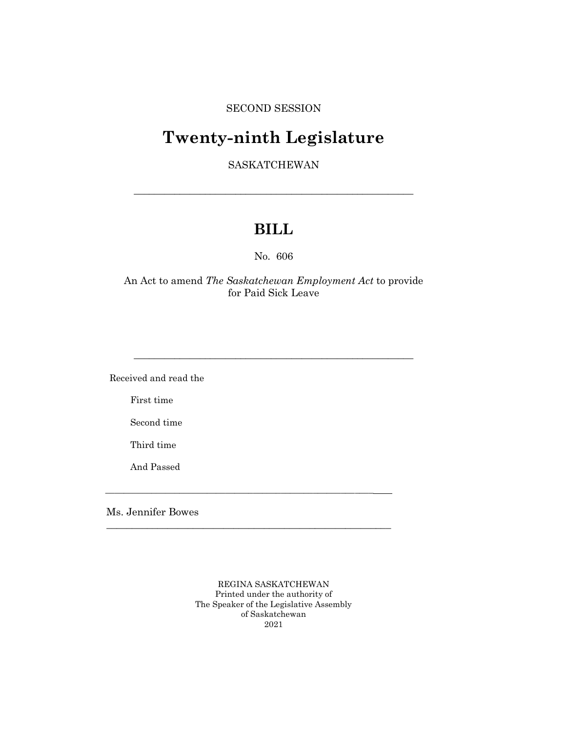SECOND SESSION

# Twenty-ninth Legislature

SASKATCHEWAN

---

# BILL

No. 606

An Act to amend *The Saskatchewan Employment Act* to provide for Paid Sick Leave

---

Received and read the

First time

Second time

Third time

And Passed

---

Ms. Jennifer Bowes

---

REGINA SASKATCHEWAN
Printed under the authority of
The Speaker of the Legislative Assembly
of Saskatchewan
2021